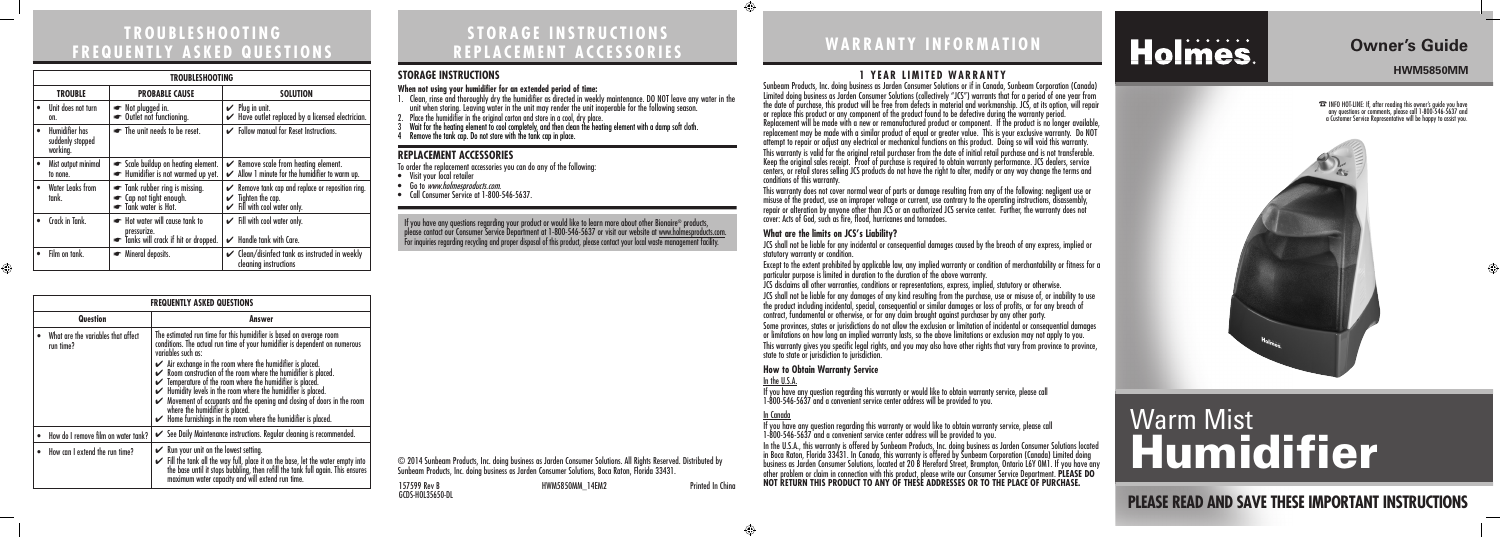# TROUBLESHOOTING FREQUENTLY ASKED QUESTIONS

| TROUBLESHOOTING | | |
|---|---|---|
| **TROUBLE** | **PROBABLE CAUSE** | **SOLUTION** |
| • Unit does not turn on. | ☛ Not plugged in. ☛ Outlet not functioning. | ✔ Plug in unit. ✔ Have outlet replaced by a licensed electrician. |
| • Humidifier has suddenly stopped working. | ☛ The unit needs to be reset. | ✔ Follow manual for Reset Instructions. |
| • Mist output minimal to none. | ☛ Scale buildup on heating element. ☛ Humidifier is not warmed up yet. | ✔ Remove scale from heating element. ✔ Allow 1 minute for the humidifier to warm up. |
| • Water Leaks from tank. | ☛ Tank rubber ring is missing. ☛ Cap not tight enough. ☛ Tank water is Hot. | ✔ Remove tank cap and replace or reposition ring. ✔ Tighten the cap. ✔ Fill with cool water only. |
| • Crack in Tank. | ☛ Hot water will cause tank to pressurize. ☛ Tanks will crack if hit or dropped. | ✔ Fill with cool water only. ✔ Handle tank with Care. |
| • Film on tank. | ☛ Mineral deposits. | ✔ Clean/disinfect tank as instructed in weekly cleaning instructions |

| FREQUENTLY ASKED QUESTIONS | |
|---|---|
| **Question** | **Answer** |
| • What are the variables that affect run time? | The estimated run time for this humidifier is based on average room conditions. The actual run time of your humidifier is dependent on numerous variables such as: ✔ Air exchange in the room where the humidifier is placed. ✔ Room construction of the room where the humidifier is placed. ✔ Temperature of the room where the humidifier is placed. ✔ Humidity levels in the room where the humidifier is placed. ✔ Movement of occupants and the opening and closing of doors in the room where the humidifier is placed. ✔ Home furnishings in the room where the humidifier is placed. |
| • How do I remove film on water tank? | ✔ See Daily Maintenance instructions. Regular cleaning is recommended. |
| • How can I extend the run time? | ✔ Run your unit on the lowest setting. ✔ Fill the tank all the way full, place it on the base, let the water empty into the base until it stops bubbling, then refill the tank full again. This ensures maximum water capacity and will extend run time. |

# STORAGE INSTRUCTIONS REPLACEMENT ACCESSORIES

## STORAGE INSTRUCTIONS

**When not using your humidifier for an extended period of time:**

1. Clean, rinse and thoroughly dry the humidifier as directed in weekly maintenance. DO NOT leave any water in the unit when storing. Leaving water in the unit may render the unit inoperable for the following season.
2. Place the humidifier in the original carton and store in a cool, dry place.
3. Wait for the heating element to cool completely, and then clean the heating element with a damp soft cloth.
4. Remove the tank cap. Do not store with the tank cap in place.

## REPLACEMENT ACCESSORIES

To order the replacement accessories you can do any of the following:

- Visit your local retailer
- Go to *www.holmesproducts.com.*
- Call Consumer Service at 1-800-546-5637.

If you have any questions regarding your product or would like to learn more about other Bionaire® products, please contact our Consumer Service Department at 1-800-546-5637 or visit our website at www.holmesproducts.com. For inquiries regarding recycling and proper disposal of this product, please contact your local waste management facility.

© 2014 Sunbeam Products, Inc. doing business as Jarden Consumer Solutions. All Rights Reserved. Distributed by Sunbeam Products, Inc. doing business as Jarden Consumer Solutions, Boca Raton, Florida 33431.

157599 Rev B HWM5850MM_14EM2 Printed In China
GCDS-HOL35650-DL

# WARRANTY INFORMATION

## 1 YEAR LIMITED WARRANTY

Sunbeam Products, Inc. doing business as Jarden Consumer Solutions or if in Canada, Sunbeam Corporation (Canada) Limited doing business as Jarden Consumer Solutions (collectively "JCS") warrants that for a period of one year from the date of purchase, this product will be free from defects in material and workmanship. JCS, at its option, will repair or replace this product or any component of the product found to be defective during the warranty period. Replacement will be made with a new or remanufactured product or component. If the product is no longer available, replacement may be made with a similar product of equal or greater value. This is your exclusive warranty. Do NOT attempt to repair or adjust any electrical or mechanical functions on this product. Doing so will void this warranty.

This warranty is valid for the original retail purchaser from the date of initial retail purchase and is not transferable. Keep the original sales receipt. Proof of purchase is required to obtain warranty performance. JCS dealers, service centers, or retail stores selling JCS products do not have the right to alter, modify or any way change the terms and conditions of this warranty.

This warranty does not cover normal wear of parts or damage resulting from any of the following: negligent use or misuse of the product, use on an improper voltage or current, use contrary to the operating instructions, disassembly, repair or alteration by anyone other than JCS or an authorized JCS service center. Further, the warranty does not cover: Acts of God, such as fire, flood, hurricanes and tornadoes.

### What are the limits on JCS's Liability?

JCS shall not be liable for any incidental or consequential damages caused by the breach of any express, implied or statutory warranty or condition.

Except to the extent prohibited by applicable law, any implied warranty or condition of merchantability or fitness for a particular purpose is limited in duration to the duration of the above warranty.

JCS disclaims all other warranties, conditions or representations, express, implied, statutory or otherwise.

JCS shall not be liable for any damages of any kind resulting from the purchase, use or misuse of, or inability to use the product including incidental, special, consequential or similar damages or loss of profits, or for any breach of contract, fundamental or otherwise, or for any claim brought against purchaser by any other party.

Some provinces, states or jurisdictions do not allow the exclusion or limitation of incidental or consequential damages or limitations on how long an implied warranty lasts, so the above limitations or exclusion may not apply to you.

This warranty gives you specific legal rights, and you may also have other rights that vary from province to province, state to state or jurisdiction to jurisdiction.

### How to Obtain Warranty Service

In the U.S.A.

If you have any question regarding this warranty or would like to obtain warranty service, please call 1-800-546-5637 and a convenient service center address will be provided to you.

In Canada

If you have any question regarding this warranty or would like to obtain warranty service, please call 1-800-546-5637 and a convenient service center address will be provided to you.

In the U.S.A., this warranty is offered by Sunbeam Products, Inc. doing business as Jarden Consumer Solutions located in Boca Raton, Florida 33431. In Canada, this warranty is offered by Sunbeam Corporation (Canada) Limited doing business as Jarden Consumer Solutions, located at 20 B Hereford Street, Brampton, Ontario L6Y 0M1. If you have any other problem or claim in connection with this product, please write our Consumer Service Department. **PLEASE DO NOT RETURN THIS PRODUCT TO ANY OF THESE ADDRESSES OR TO THE PLACE OF PURCHASE.**

# Holmes.

## Owner's Guide

**HWM5850MM**

☎ INFO HOT-LINE: If, after reading this owner's guide you have any questions or comments, please call 1-800-546-5637 and a Customer Service Representative will be happy to assist you.

# Warm Mist Humidifier

**PLEASE READ AND SAVE THESE IMPORTANT INSTRUCTIONS**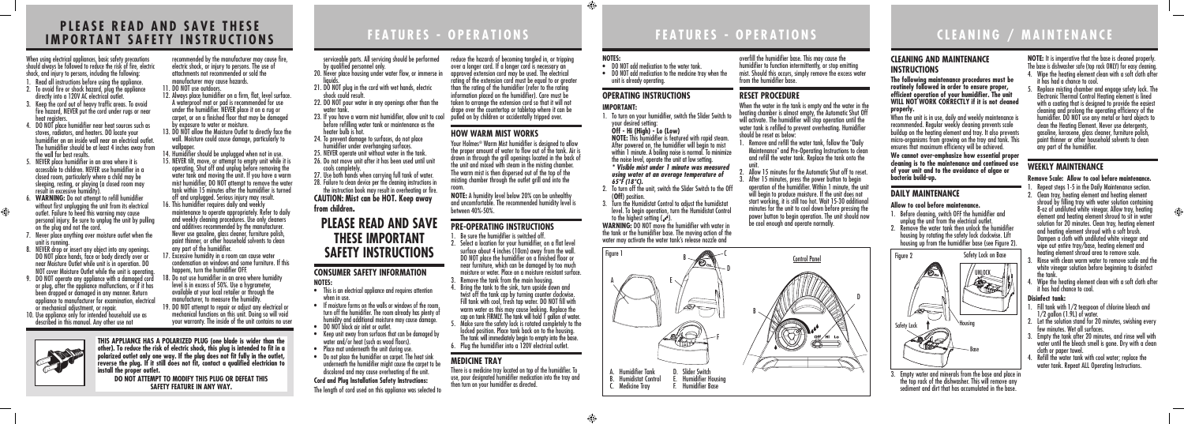# PLEASE READ AND SAVE THESE IMPORTANT SAFETY INSTRUCTIONS

When using electrical appliances, basic safety precautions should always be followed to reduce the risk of fire, electric shock, and injury to persons, including the following:

1. Read all instructions before using the appliance.
2. To avoid fire or shock hazard, plug the appliance directly into a 120V AC electrical outlet.
3. Keep the cord out of heavy traffic areas. To avoid fire hazard, NEVER put the cord under rugs or near heat registers.
4. DO NOT place humidifier near heat sources such as stoves, radiators, and heaters. DO locate your humidifier on an inside wall near an electrical outlet. The humidifier should be at least 4 inches away from the wall for best results.
5. NEVER place humidifier in an area where it is accessible to children. NEVER use humidifier in a closed room, particularly where a child may be sleeping, resting, or playing (a closed room may result in excessive humidity).
6. **WARNING:** Do not attempt to refill humidifier without first unplugging the unit from its electrical outlet. Failure to heed this warning may cause personal injury. Be sure to unplug the unit by pulling on the plug and not the cord.
7. Never place anything over moisture outlet when the unit is running.
8. NEVER drop or insert any object into any openings. DO NOT place hands, face or body directly over or near Moisture Outlet while unit is in operation. DO NOT cover Moisture Outlet while the unit is operating.
9. DO NOT operate any appliance with a damaged cord or plug, after the appliance malfunctions, or if it has been dropped or damaged in any manner. Return appliance to manufacturer for examination, electrical or mechanical adjustment, or repair.
10. Use appliance only for intended household use as described in this manual. Any other use not recommended by the manufacturer may cause fire, electric shock, or injury to persons. The use of attachments not recommended or sold the manufacturer may cause hazards.
11. DO NOT use outdoors.
12. Always place humidifier on a firm, flat, level surface. A waterproof mat or pad is recommended for use under the humidifier. NEVER place it on a rug or carpet, or on a finished floor that may be damaged by exposure to water or moisture.
13. DO NOT allow the Moisture Outlet to directly face the wall. Moisture could cause damage, particularly to wallpaper.
14. Humidifier should be unplugged when not in use.
15. NEVER tilt, move, or attempt to empty unit while it is operating. Shut off and unplug before removing the water tank and moving the unit. If you have a warm mist humidifier, DO NOT attempt to remove the water tank within 15 minutes after the humidifier is turned off and unplugged. Serious injury may result.
16. This humidifier requires daily and weekly maintenance to operate appropriately. Refer to daily and weekly cleaning procedures. Use only cleaners and additives recommended by the manufacturer. Never use gasoline, glass cleaner, furniture polish, paint thinner, or other household solvents to clean any part of the humidifier.
17. Excessive humidity in a room can cause water condensation on windows and some furniture. If this happens, turn the humidifier OFF.
18. Do not use humidifier in an area where humidity level is in excess of 50%. Use a hygrometer, available at your local retailer or through the manufacturer, to measure the humidity.
19. DO NOT attempt to repair or adjust any electrical or mechanical functions on this unit. Doing so will void your warranty. The inside of the unit contains no user serviceable parts. All servicing should be performed by qualified personnel only.
20. Never place housing under water flow, or immerse in liquids.
21. DO NOT plug in the cord with wet hands, electric shock could result.
22. DO NOT pour water in any openings other than the water tank.
23. If you have a warm mist humidifier, allow unit to cool before refilling water tank or maintenance as the heater bulb is hot.
24. To prevent damage to surfaces, do not place humidifier under overhanging surfaces.
25. NEVER operate unit without water in the tank.
26. Do not move unit after it has been used until unit cools completely.
27. Use both hands when carrying full tank of water.
28. Failure to clean device per the cleaning instructions in the instruction book may result in overheating or fire.

**CAUTION: Mist can be HOT. Keep away from children.**

**THIS APPLIANCE HAS A POLARIZED PLUG (one blade is wider than the other). To reduce the risk of electric shock, this plug is intended to fit in a polarized outlet only one way. If the plug does not fit fully in the outlet, reverse the plug. If it still does not fit, contact a qualified electrician to install the proper outlet.**

**DO NOT ATTEMPT TO MODIFY THIS PLUG OR DEFEAT THIS SAFETY FEATURE IN ANY WAY.**

# PLEASE READ AND SAVE THESE IMPORTANT SAFETY INSTRUCTIONS

## CONSUMER SAFETY INFORMATION

**NOTES:**

- This is an electrical appliance and requires attention when in use.
- If moisture forms on the walls or windows of the room, turn off the humidifier. The room already has plenty of humidity and additional moisture may cause damage.
- DO NOT block air inlet or outlet.
- Keep unit away from surfaces that can be damaged by water and/or heat (such as wood floors).
- Place mat underneath the unit during use.
- Do not place the humidifier on carpet. The heat sink underneath the humidifier might cause the carpet to be discolored and may cause overheating of the unit.

**Cord and Plug Installation Safety Instructions:**

The length of cord used on this appliance was selected to reduce the hazards of becoming tangled in, or tripping over a longer cord. If a longer cord is necessary an approved extension cord may be used. The electrical rating of the extension cord must be equal to or greater than the rating of the humidifier (refer to the rating information placed on the humidifier). Care must be taken to arrange the extension cord so that it will not drape over the countertop or tabletop where it can be pulled on by children or accidentally tripped over.

# FEATURES - OPERATIONS

## HOW WARM MIST WORKS

Your Holmes® Warm Mist humidifier is designed to allow the proper amount of water to flow out of the tank. Air is drawn in through the grill openings located in the back of the unit and mixed with steam in the misting chamber. The warm mist is then dispersed out of the top of the misting chamber through the outlet grill and into the room.

**NOTE:** A humidity level below 20% can be unhealthy and uncomfortable. The recommended humidity level is between 40%-50%.

## PRE-OPERATING INSTRUCTIONS

1. Be sure the humidifier is switched off.
2. Select a location for your humidifier, on a flat level surface about 4 inches (10cm) away from the wall. DO NOT place the humidifier on a finished floor or near furniture, which can be damaged by too much moisture or water. Place on a moisture resistant surface.
3. Remove the tank from the main housing.
4. Bring the tank to the sink, turn upside down and twist off the tank cap by turning counter clockwise. Fill tank with cool, fresh tap water. DO NOT fill with warm water as this may cause leaking. Replace the cap on tank FIRMLY. The tank will hold 1 gallon of water.
5. Make sure the safety lock is rotated completely to the locked position. Place tank back on to the housing. The tank will immediately begin to empty into the base.
6. Plug the humidifier into a 120V electrical outlet.

## MEDICINE TRAY

There is a medicine tray located on top of the humidifier. To use, pour designated humidifier medication into the tray and then turn on your humidifier as directed.

# FEATURES - OPERATIONS

**NOTES:**

- DO NOT add medication to the water tank.
- DO NOT add medication to the medicine tray when the unit is already operating.

## OPERATING INSTRUCTIONS

**IMPORTANT:**

1. To turn on your humidifier, switch the Slider Switch to your desired setting:
   **Off - Hi (High) - Lo (Low)**
   **NOTE:** This humidifier is featured with rapid steam. After powered on, the humidifier will begin to mist within 1 minute. A boiling noise is normal. To minimize the noise level, operate the unit at low setting.
   ***\* Visible mist under 1 minute was measured using water at an average temperature of 65°F (18°C).***
2. To turn off the unit, switch the Slider Switch to the OFF (**Off**) position.
3. Turn the Humidistat Control to adjust the humidistat level. To begin operation, turn the Humidistat Control to the highest setting (●).

**WARNING:** DO NOT move the humidifier with water in the tank or the humidifier base. The moving action of the water may activate the water tank's release nozzle and overfill the humidifier base. This may cause the humidifier to function intermittently, or stop emitting mist. Should this occurs, simply remove the excess water from the humidifier base.

## RESET PROCEDURE

When the water in the tank is empty and the water in the heating chamber is almost empty, the Automatic Shut Off will activate. The humidifier will stop operation until the water tank is refilled to prevent overheating. Humidifier should be reset as below:

1. Remove and refill the water tank, follow the "Daily Maintenance" and Pre-Operating Instructions to clean and refill the water tank. Replace the tank onto the unit.
2. Allow 15 minutes for the Automatic Shut off to reset.
3. After 15 minutes, press the power button to begin operation of the humidifier. Within 1 minute, the unit will begin to produce moisture. If the unit does not start working, it is still too hot. Wait 15-30 additional minutes for the unit to cool down before pressing the power button to begin operation. The unit should now be cool enough and operate normally.

Figure 1

A B C D E F

Control Panel

B D

Off Hi Lo

A. Humidifier Tank
B. Humidistat Control
C. Medicine Tray
D. Slider Switch
E. Humidifier Housing
F. Humidifier Base

# CLEANING / MAINTENANCE

## CLEANING AND MAINTENANCE INSTRUCTIONS

**The following maintenance procedures must be routinely followed in order to ensure proper, efficient operation of your humidifier. The unit WILL NOT WORK CORRECTLY if it is not cleaned properly.**

When the unit is in use, daily and weekly maintenance is recommended. Regular weekly cleaning prevents scale buildup on the heating element and tray. It also prevents micro-organisms from growing on the tray and tank. This ensures that maximum efficiency will be achieved.

**We cannot over-emphasize how essential proper cleaning is to the maintenance and continued use of your unit and to the avoidance of algae or bacteria build-up.**

## DAILY MAINTENANCE

**Allow to cool before maintenance.**

1. Before cleaning, switch OFF the humidifier and unplug the unit from the electrical outlet.
2. Remove the water tank then unlock the humidifier housing by rotating the safety lock clockwise. Lift housing up from the humidifier base (see Figure 2).

Figure 2

Safety Lock on Base

UNLOCK

Safety Lock

Housing

Base

3. Empty water and minerals from the base and place in the top rack of the dishwasher. This will remove any sediment and dirt that has accumulated in the base.

**NOTE:** It is imperative that the base is cleaned properly. The base is dishwasher safe (top rack ONLY) for easy cleaning.

4. Wipe the heating element clean with a soft cloth after it has had a chance to cool.
5. Replace misting chamber and engage safety lock. The Electronic Thermal Control Heating element is lined with a coating that is designed to provide the easiest cleaning and prolong the operating efficiency of the humidifier. DO NOT use any metal or hard objects to clean the Heating Element. Never use detergents, gasoline, kerosene, glass cleaner, furniture polish, paint thinner or other household solvents to clean any part of the humidifier.

## WEEKLY MAINTENANCE

**Remove Scale: Allow to cool before maintenance.**

1. Repeat step 1-5 in the Daily Maintenance section.
2. Clean tray, heating element and heating element shroud by filling tray with water solution containing 8-oz of undiluted white vinegar. Allow tray, heating element and heating element shroud to sit in water solution for 20 minutes. Clean tray, heating element and heating element shroud with a soft brush. Dampen a cloth with undiluted white vinegar and wipe out entire tray/base, heating element and heating element shroud area to remove scale.
3. Rinse with clean warm water to remove scale and the white vinegar solution before beginning to disinfect the tank.
4. Wipe the heating element clean with a soft cloth after it has had chance to cool.

**Disinfect tank:**

1. Fill tank with 1/2 teaspoon of chlorine bleach and 1/2 gallon (1.9L) of water.
2. Let the solution stand for 20 minutes, swishing every few minutes. Wet all surfaces.
3. Empty the tank after 20 minutes, and rinse well with water until the bleach smell is gone. Dry with a clean cloth or paper towel.
4. Refill the water tank with cool water; replace the water tank. Repeat ALL Operating Instructions.